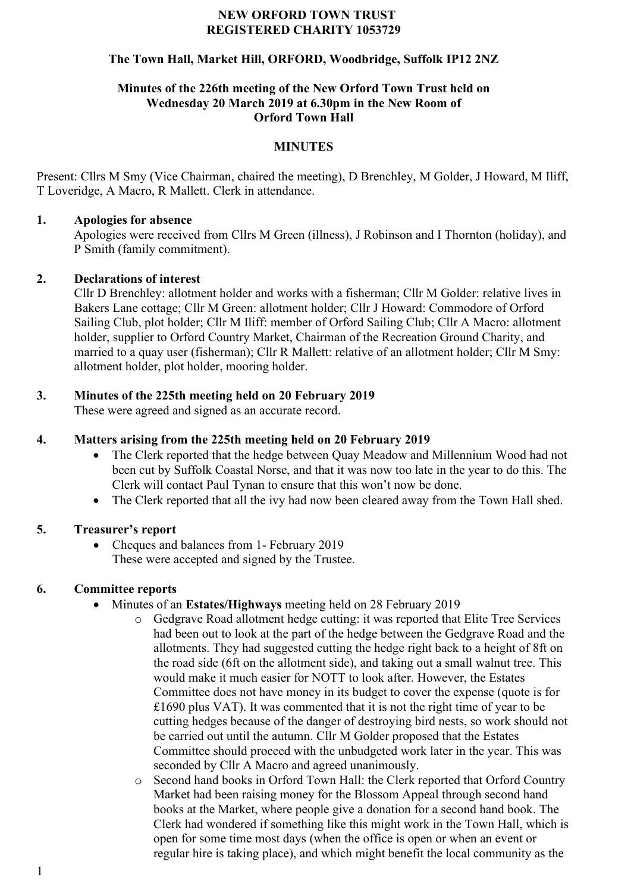**NEW ORFORD TOWN TRUST**
**REGISTERED CHARITY 1053729**

**The Town Hall, Market Hill, ORFORD, Woodbridge, Suffolk IP12 2NZ**

**Minutes of the 226th meeting of the New Orford Town Trust held on Wednesday 20 March 2019 at 6.30pm in the New Room of Orford Town Hall**

**MINUTES**

Present: Cllrs M Smy (Vice Chairman, chaired the meeting), D Brenchley, M Golder, J Howard, M Iliff, T Loveridge, A Macro, R Mallett. Clerk in attendance.

## 1. Apologies for absence

Apologies were received from Cllrs M Green (illness), J Robinson and I Thornton (holiday), and P Smith (family commitment).

## 2. Declarations of interest

Cllr D Brenchley: allotment holder and works with a fisherman; Cllr M Golder: relative lives in Bakers Lane cottage; Cllr M Green: allotment holder; Cllr J Howard: Commodore of Orford Sailing Club, plot holder; Cllr M Iliff: member of Orford Sailing Club; Cllr A Macro: allotment holder, supplier to Orford Country Market, Chairman of the Recreation Ground Charity, and married to a quay user (fisherman); Cllr R Mallett: relative of an allotment holder; Cllr M Smy: allotment holder, plot holder, mooring holder.

## 3. Minutes of the 225th meeting held on 20 February 2019

These were agreed and signed as an accurate record.

## 4. Matters arising from the 225th meeting held on 20 February 2019

- The Clerk reported that the hedge between Quay Meadow and Millennium Wood had not been cut by Suffolk Coastal Norse, and that it was now too late in the year to do this. The Clerk will contact Paul Tynan to ensure that this won't now be done.
- The Clerk reported that all the ivy had now been cleared away from the Town Hall shed.

## 5. Treasurer's report

- Cheques and balances from 1- February 2019
  These were accepted and signed by the Trustee.

## 6. Committee reports

- Minutes of an **Estates/Highways** meeting held on 28 February 2019
  - Gedgrave Road allotment hedge cutting: it was reported that Elite Tree Services had been out to look at the part of the hedge between the Gedgrave Road and the allotments. They had suggested cutting the hedge right back to a height of 8ft on the road side (6ft on the allotment side), and taking out a small walnut tree. This would make it much easier for NOTT to look after. However, the Estates Committee does not have money in its budget to cover the expense (quote is for £1690 plus VAT). It was commented that it is not the right time of year to be cutting hedges because of the danger of destroying bird nests, so work should not be carried out until the autumn. Cllr M Golder proposed that the Estates Committee should proceed with the unbudgeted work later in the year. This was seconded by Cllr A Macro and agreed unanimously.
  - Second hand books in Orford Town Hall: the Clerk reported that Orford Country Market had been raising money for the Blossom Appeal through second hand books at the Market, where people give a donation for a second hand book. The Clerk had wondered if something like this might work in the Town Hall, which is open for some time most days (when the office is open or when an event or regular hire is taking place), and which might benefit the local community as the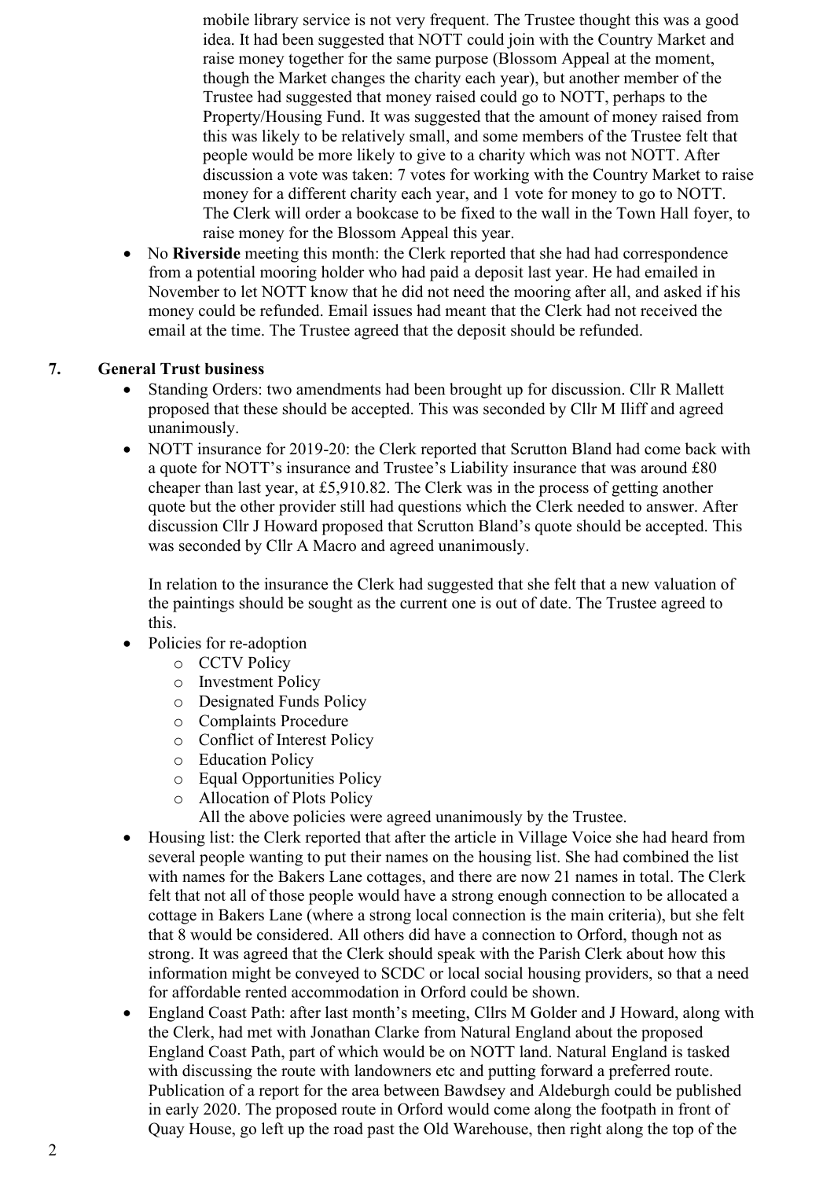mobile library service is not very frequent. The Trustee thought this was a good idea. It had been suggested that NOTT could join with the Country Market and raise money together for the same purpose (Blossom Appeal at the moment, though the Market changes the charity each year), but another member of the Trustee had suggested that money raised could go to NOTT, perhaps to the Property/Housing Fund. It was suggested that the amount of money raised from this was likely to be relatively small, and some members of the Trustee felt that people would be more likely to give to a charity which was not NOTT. After discussion a vote was taken: 7 votes for working with the Country Market to raise money for a different charity each year, and 1 vote for money to go to NOTT. The Clerk will order a bookcase to be fixed to the wall in the Town Hall foyer, to raise money for the Blossom Appeal this year.

- No **Riverside** meeting this month: the Clerk reported that she had had correspondence from a potential mooring holder who had paid a deposit last year. He had emailed in November to let NOTT know that he did not need the mooring after all, and asked if his money could be refunded. Email issues had meant that the Clerk had not received the email at the time. The Trustee agreed that the deposit should be refunded.

## 7. General Trust business

- Standing Orders: two amendments had been brought up for discussion. Cllr R Mallett proposed that these should be accepted. This was seconded by Cllr M Iliff and agreed unanimously.
- NOTT insurance for 2019-20: the Clerk reported that Scrutton Bland had come back with a quote for NOTT's insurance and Trustee's Liability insurance that was around £80 cheaper than last year, at £5,910.82. The Clerk was in the process of getting another quote but the other provider still had questions which the Clerk needed to answer. After discussion Cllr J Howard proposed that Scrutton Bland's quote should be accepted. This was seconded by Cllr A Macro and agreed unanimously.

  In relation to the insurance the Clerk had suggested that she felt that a new valuation of the paintings should be sought as the current one is out of date. The Trustee agreed to this.
- Policies for re-adoption
  - CCTV Policy
  - Investment Policy
  - Designated Funds Policy
  - Complaints Procedure
  - Conflict of Interest Policy
  - Education Policy
  - Equal Opportunities Policy
  - Allocation of Plots Policy

  All the above policies were agreed unanimously by the Trustee.
- Housing list: the Clerk reported that after the article in Village Voice she had heard from several people wanting to put their names on the housing list. She had combined the list with names for the Bakers Lane cottages, and there are now 21 names in total. The Clerk felt that not all of those people would have a strong enough connection to be allocated a cottage in Bakers Lane (where a strong local connection is the main criteria), but she felt that 8 would be considered. All others did have a connection to Orford, though not as strong. It was agreed that the Clerk should speak with the Parish Clerk about how this information might be conveyed to SCDC or local social housing providers, so that a need for affordable rented accommodation in Orford could be shown.
- England Coast Path: after last month's meeting, Cllrs M Golder and J Howard, along with the Clerk, had met with Jonathan Clarke from Natural England about the proposed England Coast Path, part of which would be on NOTT land. Natural England is tasked with discussing the route with landowners etc and putting forward a preferred route. Publication of a report for the area between Bawdsey and Aldeburgh could be published in early 2020. The proposed route in Orford would come along the footpath in front of Quay House, go left up the road past the Old Warehouse, then right along the top of the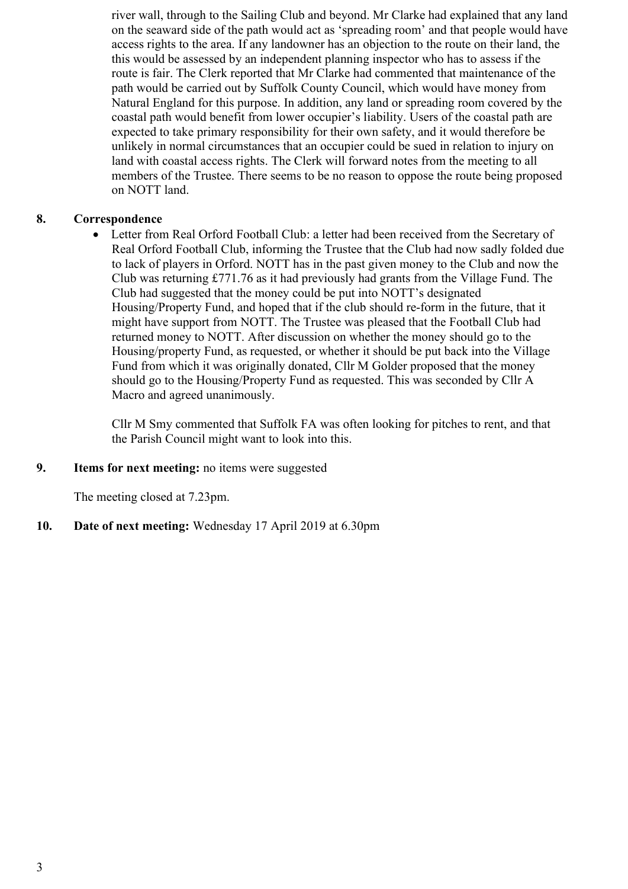river wall, through to the Sailing Club and beyond. Mr Clarke had explained that any land on the seaward side of the path would act as 'spreading room' and that people would have access rights to the area. If any landowner has an objection to the route on their land, the this would be assessed by an independent planning inspector who has to assess if the route is fair. The Clerk reported that Mr Clarke had commented that maintenance of the path would be carried out by Suffolk County Council, which would have money from Natural England for this purpose. In addition, any land or spreading room covered by the coastal path would benefit from lower occupier's liability. Users of the coastal path are expected to take primary responsibility for their own safety, and it would therefore be unlikely in normal circumstances that an occupier could be sued in relation to injury on land with coastal access rights. The Clerk will forward notes from the meeting to all members of the Trustee. There seems to be no reason to oppose the route being proposed on NOTT land.

**8. Correspondence**

- Letter from Real Orford Football Club: a letter had been received from the Secretary of Real Orford Football Club, informing the Trustee that the Club had now sadly folded due to lack of players in Orford. NOTT has in the past given money to the Club and now the Club was returning £771.76 as it had previously had grants from the Village Fund. The Club had suggested that the money could be put into NOTT's designated Housing/Property Fund, and hoped that if the club should re-form in the future, that it might have support from NOTT. The Trustee was pleased that the Football Club had returned money to NOTT. After discussion on whether the money should go to the Housing/property Fund, as requested, or whether it should be put back into the Village Fund from which it was originally donated, Cllr M Golder proposed that the money should go to the Housing/Property Fund as requested. This was seconded by Cllr A Macro and agreed unanimously.

  Cllr M Smy commented that Suffolk FA was often looking for pitches to rent, and that the Parish Council might want to look into this.

**9. Items for next meeting:** no items were suggested

The meeting closed at 7.23pm.

**10. Date of next meeting:** Wednesday 17 April 2019 at 6.30pm